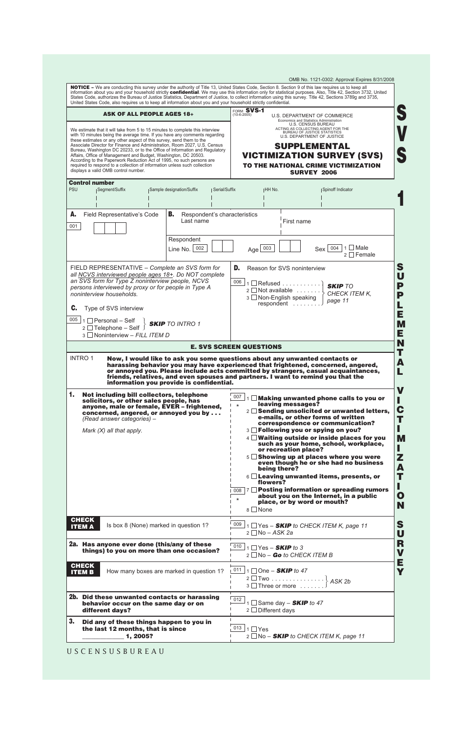OMB No. 1121-0302: Approval Expires 8/31/2008

**NOTICE –** We are conducting this survey under the authority of Title 13, United States Code, Section 8. Section 9 of this law requires us to keep all information about you and your household strictly **confidential**. We may use this information only for statistical purposes. Also, Title 42, Section 3732, United States Code, authorizes the Bureau of Justice Statistics, Department of Justice, to collect information using this survey. Title 42, Sections 3789g and 3735, United States Code, also requires us to keep all information about you and your household strictly confidential.

**ASK OF ALL PEOPLE AGES 18+**

We estimate that it will take from 5 to 15 minutes to complete this interview with 10 minutes being the average time. If you have any comments regarding these estimates or any other aspect of this survey, send them to the Associate Director for Finance and Administration, Room 2027, U.S. Census Bureau, Washington DC 20233, or to the Office of Information and Regulatory Affairs, Office of Management and Budget, Washington, DC 20503. According to the Paperwork Reduction Act of 1995, no such persons are required to respond to a collection of information unless such collection displays a valid OMB control number.

FORM **SVS-1** (10-6-2005)

U.S. DEPARTMENT OF COMMERCE
Economics and Statistics Administration
U.S. CENSUS BUREAU
ACTING AS COLLECTING AGENT FOR THE BUREAU OF JUSTICE STATISTICS
U.S. DEPARTMENT OF JUSTICE

# SUPPLEMENTAL VICTIMIZATION SURVEY (SVS)

## TO THE NATIONAL CRIME VICTIMIZATION SURVEY 2006

**SVS 1**

**Control number**

| PSU | Segment/Suffix | Sample designation/Suffix | Serial/Suffix | HH No. | Spinoff Indicator |
|---|---|---|---|---|---|
| | | | | | |

**A.** Field Representative's Code
001 ☐☐☐

**B.** Respondent's characteristics
Last name | First name

Respondent Line No. 002 ☐☐ | Age 003 ☐☐ | Sex 004 1 ☐ Male 2 ☐ Female

FIELD REPRESENTATIVE – *Complete an SVS form for all NCVS interviewed people ages 18+. Do NOT complete an SVS form for Type Z noninterview people, NCVS persons interviewed by proxy or for people in Type A noninterview households.*

**C.** Type of SVS interview

005
1 ☐ Personal – Self
2 ☐ Telephone – Self } ***SKIP*** *TO INTRO 1*
3 ☐ Noninterview – *FILL ITEM D*

**D.** Reason for SVS noninterview

006
1 ☐ Refused
2 ☐ Not available
3 ☐ Non-English speaking respondent } ***SKIP*** *TO CHECK ITEM K, page 11*

### E. SVS SCREEN QUESTIONS

INTRO 1 **Now, I would like to ask you some questions about any unwanted contacts or harassing behavior you may have experienced that frightened, concerned, angered, or annoyed you. Please include acts committed by strangers, casual acquaintances, friends, relatives, and even spouses and partners. I want to remind you that the information you provide is confidential.**

**1. Not including bill collectors, telephone solicitors, or other sales people, has anyone, male or female, EVER – frightened, concerned, angered, or annoyed you by . . .** *(Read answer categories)* –

*Mark (X) all that apply.*

007 *
1 ☐ **Making unwanted phone calls to you or leaving messages?**
2 ☐ **Sending unsolicited or unwanted letters, e-mails, or other forms of written correspondence or communication?**
3 ☐ **Following or spying on you?**
4 ☐ **Waiting outside or inside places for you such as your home, school, workplace, or recreation place?**
5 ☐ **Showing up at places where you were even though he or she had no business being there?**
6 ☐ **Leaving unwanted items, presents, or flowers?**

008 *
7 ☐ **Posting information or spreading rumors about you on the Internet, in a public place, or by word or mouth?**
8 ☐ None

**CHECK ITEM A** Is box 8 (None) marked in question 1?

009
1 ☐ Yes – ***SKIP*** *to CHECK ITEM K, page 11*
2 ☐ No – *ASK 2a*

**2a. Has anyone ever done (this/any of these things) to you on more than one occasion?**

010
1 ☐ Yes – ***SKIP*** *to 3*
2 ☐ No – ***Go*** *to CHECK ITEM B*

**CHECK ITEM B** How many boxes are marked in question 1?

011
1 ☐ One – ***SKIP*** *to 47*
2 ☐ Two
3 ☐ Three or more } *ASK 2b*

**2b. Did these unwanted contacts or harassing behavior occur on the same day or on different days?**

012
1 ☐ Same day – ***SKIP*** *to 47*
2 ☐ Different days

**3. Did any of these things happen to you in the last 12 months, that is since \_\_\_\_\_\_\_\_\_\_\_\_ 1, 2005?**

013
1 ☐ Yes
2 ☐ No – ***SKIP*** *to CHECK ITEM K, page 11*

USCENSUSBUREAU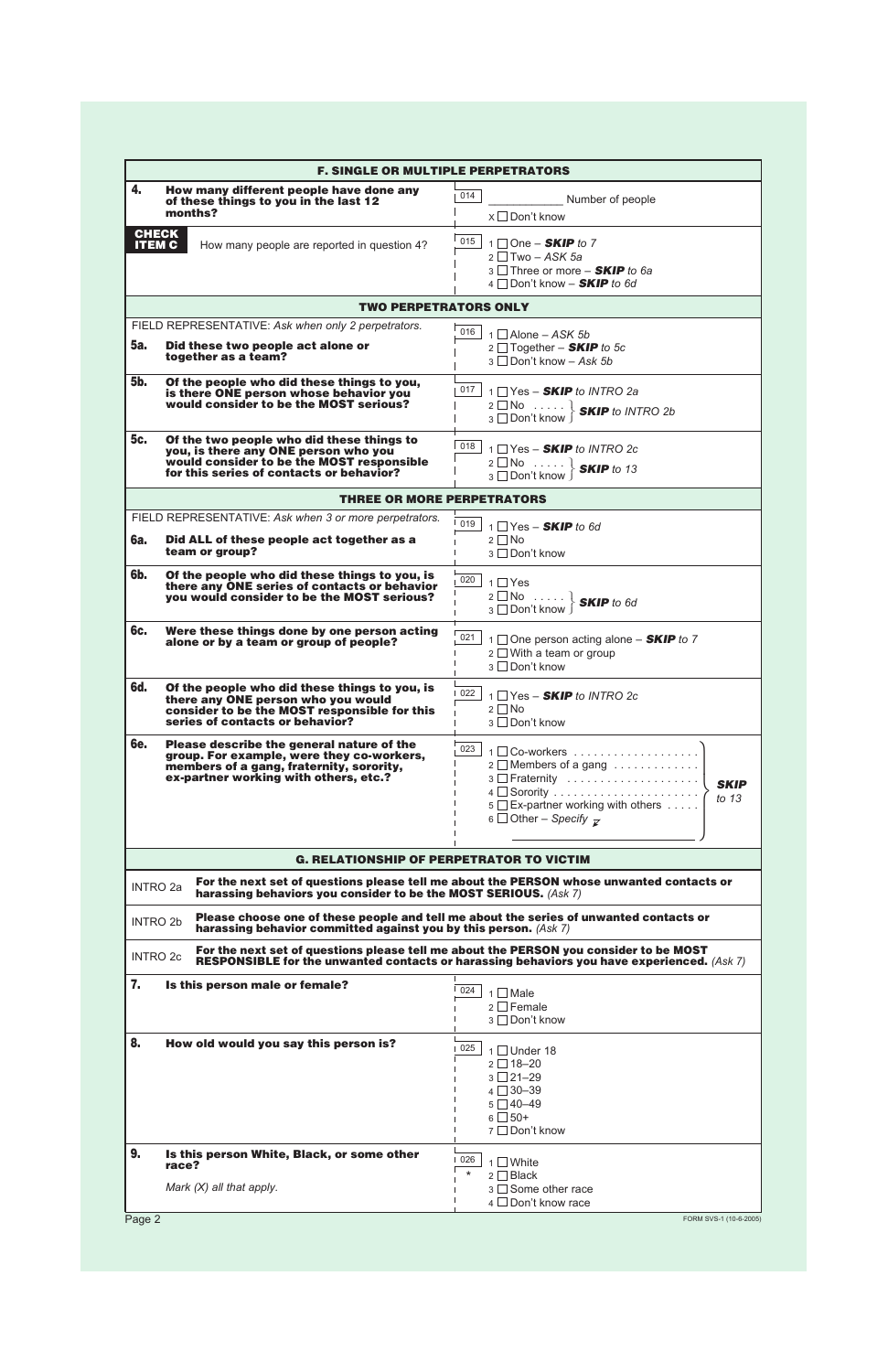## F. SINGLE OR MULTIPLE PERPETRATORS

| | | |
|---|---|---|
| **4.** | **How many different people have done any of these things to you in the last 12 months?** | 014 ____________ Number of people<br>X ☐ Don't know |
| **CHECK ITEM C** | How many people are reported in question 4? | 015 1 ☐ One – ***SKIP*** *to 7*<br>2 ☐ Two – *ASK 5a*<br>3 ☐ Three or more – ***SKIP*** *to 6a*<br>4 ☐ Don't know – ***SKIP*** *to 6d* |

## TWO PERPETRATORS ONLY

FIELD REPRESENTATIVE: *Ask when only 2 perpetrators.*

| | | |
|---|---|---|
| **5a.** | **Did these two people act alone or together as a team?** | 016 1 ☐ Alone – *ASK 5b*<br>2 ☐ Together – ***SKIP*** *to 5c*<br>3 ☐ Don't know – *Ask 5b* |
| **5b.** | **Of the people who did these things to you, is there ONE person whose behavior you would consider to be the MOST serious?** | 017 1 ☐ Yes – ***SKIP*** *to INTRO 2a*<br>2 ☐ No<br>3 ☐ Don't know } ***SKIP*** *to INTRO 2b* |
| **5c.** | **Of the two people who did these things to you, is there any ONE person who you would consider to be the MOST responsible for this series of contacts or behavior?** | 018 1 ☐ Yes – ***SKIP*** *to INTRO 2c*<br>2 ☐ No<br>3 ☐ Don't know } ***SKIP*** *to 13* |

## THREE OR MORE PERPETRATORS

FIELD REPRESENTATIVE: *Ask when 3 or more perpetrators.*

| | | |
|---|---|---|
| **6a.** | **Did ALL of these people act together as a team or group?** | 019 1 ☐ Yes – ***SKIP*** *to 6d*<br>2 ☐ No<br>3 ☐ Don't know |
| **6b.** | **Of the people who did these things to you, is there any ONE series of contacts or behavior you would consider to be the MOST serious?** | 020 1 ☐ Yes<br>2 ☐ No<br>3 ☐ Don't know } ***SKIP*** *to 6d* |
| **6c.** | **Were these things done by one person acting alone or by a team or group of people?** | 021 1 ☐ One person acting alone – ***SKIP*** *to 7*<br>2 ☐ With a team or group<br>3 ☐ Don't know |
| **6d.** | **Of the people who did these things to you, is there any ONE person who you would consider to be the MOST responsible for this series of contacts or behavior?** | 022 1 ☐ Yes – ***SKIP*** *to INTRO 2c*<br>2 ☐ No<br>3 ☐ Don't know |
| **6e.** | **Please describe the general nature of the group. For example, were they co-workers, members of a gang, fraternity, sorority, ex-partner working with others, etc.?** | 023 1 ☐ Co-workers<br>2 ☐ Members of a gang<br>3 ☐ Fraternity<br>4 ☐ Sorority<br>5 ☐ Ex-partner working with others<br>6 ☐ Other – *Specify* ____________ } ***SKIP*** *to 13* |

## G. RELATIONSHIP OF PERPETRATOR TO VICTIM

| | |
|---|---|
| INTRO 2a | **For the next set of questions please tell me about the PERSON whose unwanted contacts or harassing behaviors you consider to be the MOST SERIOUS.** *(Ask 7)* |
| INTRO 2b | **Please choose one of these people and tell me about the series of unwanted contacts or harassing behavior committed against you by this person.** *(Ask 7)* |
| INTRO 2c | **For the next set of questions please tell me about the PERSON you consider to be MOST RESPONSIBLE for the unwanted contacts or harassing behaviors you have experienced.** *(Ask 7)* |

| | | |
|---|---|---|
| **7.** | **Is this person male or female?** | 024 1 ☐ Male<br>2 ☐ Female<br>3 ☐ Don't know |
| **8.** | **How old would you say this person is?** | 025 1 ☐ Under 18<br>2 ☐ 18–20<br>3 ☐ 21–29<br>4 ☐ 30–39<br>5 ☐ 40–49<br>6 ☐ 50+<br>7 ☐ Don't know |
| **9.** | **Is this person White, Black, or some other race?**<br>*Mark (X) all that apply.* | 026 * 1 ☐ White<br>2 ☐ Black<br>3 ☐ Some other race<br>4 ☐ Don't know race |

FORM SVS-1 (10-6-2005)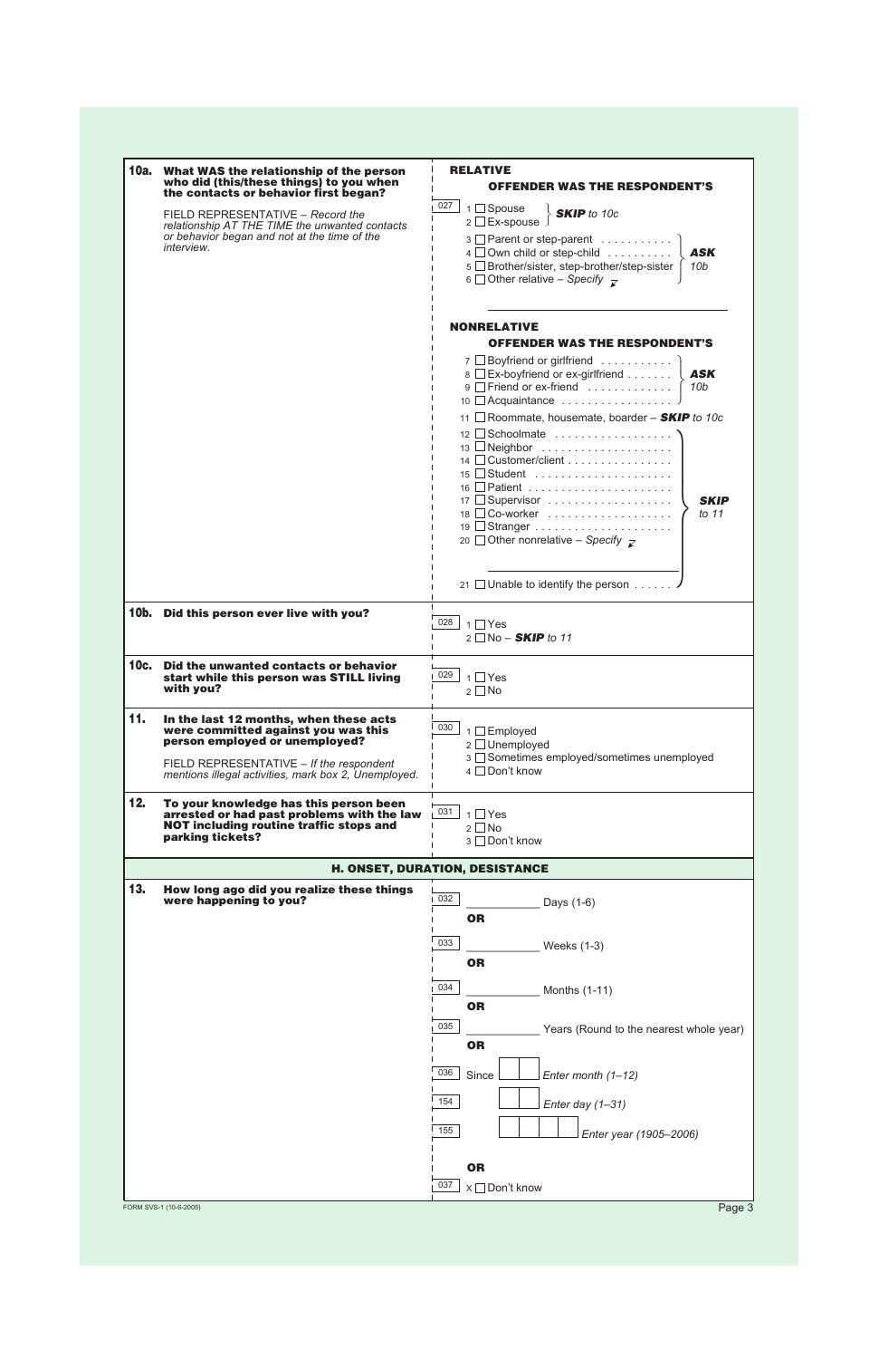**10a. What WAS the relationship of the person who did (this/these things) to you when the contacts or behavior first began?**

FIELD REPRESENTATIVE – *Record the relationship AT THE TIME the unwanted contacts or behavior began and not at the time of the interview.*

**RELATIVE**

**OFFENDER WAS THE RESPONDENT'S**

027

1 ☐ Spouse
2 ☐ Ex-spouse
} ***SKIP*** *to 10c*

3 ☐ Parent or step-parent
4 ☐ Own child or step-child
5 ☐ Brother/sister, step-brother/step-sister
6 ☐ Other relative – *Specify*
} ***ASK*** *10b*

**NONRELATIVE**

**OFFENDER WAS THE RESPONDENT'S**

7 ☐ Boyfriend or girlfriend
8 ☐ Ex-boyfriend or ex-girlfriend
9 ☐ Friend or ex-friend
10 ☐ Acquaintance
} ***ASK*** *10b*

11 ☐ Roommate, housemate, boarder – ***SKIP*** *to 10c*

12 ☐ Schoolmate
13 ☐ Neighbor
14 ☐ Customer/client
15 ☐ Student
16 ☐ Patient
17 ☐ Supervisor
18 ☐ Co-worker
19 ☐ Stranger
20 ☐ Other nonrelative – *Specify*
21 ☐ Unable to identify the person
} ***SKIP*** *to 11*

**10b. Did this person ever live with you?**

028

1 ☐ Yes
2 ☐ No – ***SKIP*** *to 11*

**10c. Did the unwanted contacts or behavior start while this person was STILL living with you?**

029

1 ☐ Yes
2 ☐ No

**11. In the last 12 months, when these acts were committed against you was this person employed or unemployed?**

FIELD REPRESENTATIVE – *If the respondent mentions illegal activities, mark box 2, Unemployed.*

030

1 ☐ Employed
2 ☐ Unemployed
3 ☐ Sometimes employed/sometimes unemployed
4 ☐ Don't know

**12. To your knowledge has this person been arrested or had past problems with the law NOT including routine traffic stops and parking tickets?**

031

1 ☐ Yes
2 ☐ No
3 ☐ Don't know

## H. ONSET, DURATION, DESISTANCE

**13. How long ago did you realize these things were happening to you?**

032 ____________ Days (1-6)

**OR**

033 ____________ Weeks (1-3)

**OR**

034 ____________ Months (1-11)

**OR**

035 ____________ Years (Round to the nearest whole year)

**OR**

036 Since ☐☐ *Enter month (1–12)*

154 ☐☐ *Enter day (1–31)*

155 ☐☐☐☐ *Enter year (1905–2006)*

**OR**

037 x ☐ Don't know

FORM SVS-1 (10-6-2005)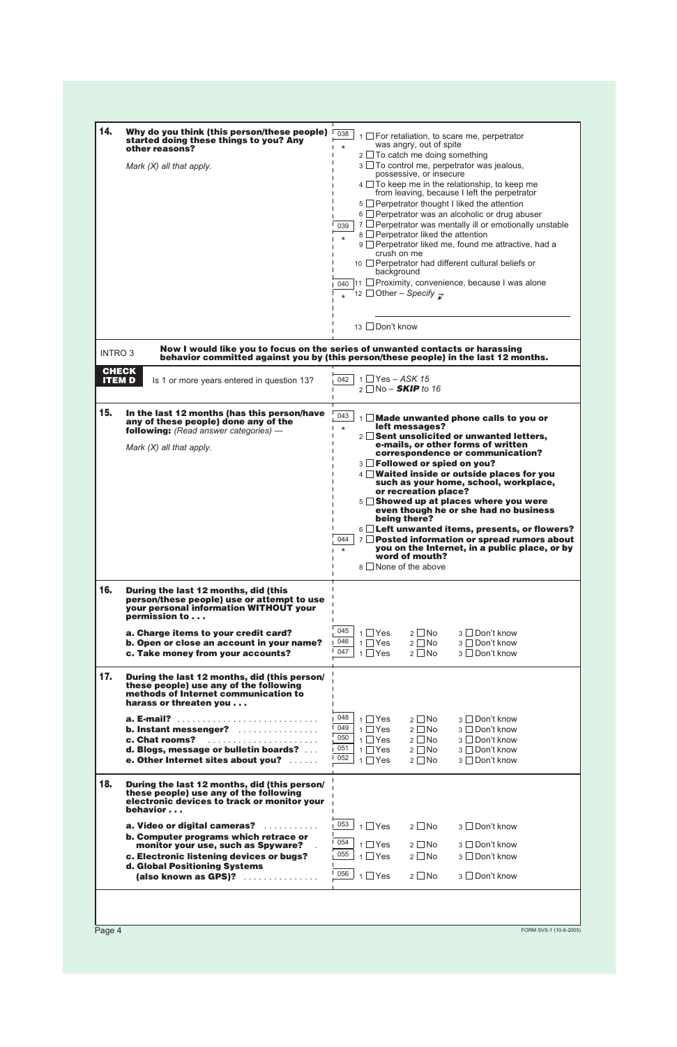**14. Why do you think (this person/these people) started doing these things to you? Any other reasons?**

*Mark (X) all that apply.*

038 *
- 1 ☐ For retaliation, to scare me, perpetrator was angry, out of spite
- 2 ☐ To catch me doing something
- 3 ☐ To control me, perpetrator was jealous, possessive, or insecure
- 4 ☐ To keep me in the relationship, to keep me from leaving, because I left the perpetrator
- 5 ☐ Perpetrator thought I liked the attention
- 6 ☐ Perpetrator was an alcoholic or drug abuser

039 *
- 7 ☐ Perpetrator was mentally ill or emotionally unstable
- 8 ☐ Perpetrator liked the attention
- 9 ☐ Perpetrator liked me, found me attractive, had a crush on me
- 10 ☐ Perpetrator had different cultural beliefs or background

040 *
- 11 ☐ Proximity, convenience, because I was alone
- 12 ☐ Other – *Specify*
- 13 ☐ Don't know

INTRO 3 — **Now I would like you to focus on the series of unwanted contacts or harassing behavior committed against you by (this person/these people) in the last 12 months.**

**CHECK ITEM D** — Is 1 or more years entered in question 13?

042
- 1 ☐ Yes – *ASK 15*
- 2 ☐ No – ***SKIP** to 16*

**15. In the last 12 months (has this person/have any of these people) done any of the following:** *(Read answer categories)* —

*Mark (X) all that apply.*

043 *
- 1 ☐ **Made unwanted phone calls to you or left messages?**
- 2 ☐ **Sent unsolicited or unwanted letters, e-mails, or other forms of written correspondence or communication?**
- 3 ☐ **Followed or spied on you?**
- 4 ☐ **Waited inside or outside places for you such as your home, school, workplace, or recreation place?**
- 5 ☐ **Showed up at places where you were even though he or she had no business being there?**
- 6 ☐ **Left unwanted items, presents, or flowers?**

044 *
- 7 ☐ **Posted information or spread rumors about you on the Internet, in a public place, or by word of mouth?**
- 8 ☐ None of the above

**16. During the last 12 months, did (this person/these people) use or attempt to use your personal information WITHOUT your permission to . . .**

| | | | | |
|---|---|---|---|---|
| **a. Charge items to your credit card?** | 045 | 1 ☐ Yes | 2 ☐ No | 3 ☐ Don't know |
| **b. Open or close an account in your name?** | 046 | 1 ☐ Yes | 2 ☐ No | 3 ☐ Don't know |
| **c. Take money from your accounts?** | 047 | 1 ☐ Yes | 2 ☐ No | 3 ☐ Don't know |

**17. During the last 12 months, did (this person/these people) use any of the following methods of Internet communication to harass or threaten you . . .**

| | | | | |
|---|---|---|---|---|
| **a. E-mail?** | 048 | 1 ☐ Yes | 2 ☐ No | 3 ☐ Don't know |
| **b. Instant messenger?** | 049 | 1 ☐ Yes | 2 ☐ No | 3 ☐ Don't know |
| **c. Chat rooms?** | 050 | 1 ☐ Yes | 2 ☐ No | 3 ☐ Don't know |
| **d. Blogs, message or bulletin boards?** | 051 | 1 ☐ Yes | 2 ☐ No | 3 ☐ Don't know |
| **e. Other Internet sites about you?** | 052 | 1 ☐ Yes | 2 ☐ No | 3 ☐ Don't know |

**18. During the last 12 months, did (this person/these people) use any of the following electronic devices to track or monitor your behavior . . .**

| | | | | |
|---|---|---|---|---|
| **a. Video or digital cameras?** | 053 | 1 ☐ Yes | 2 ☐ No | 3 ☐ Don't know |
| **b. Computer programs which retrace or monitor your use, such as Spyware?** | 054 | 1 ☐ Yes | 2 ☐ No | 3 ☐ Don't know |
| **c. Electronic listening devices or bugs?** | 055 | 1 ☐ Yes | 2 ☐ No | 3 ☐ Don't know |
| **d. Global Positioning Systems (also known as GPS)?** | 056 | 1 ☐ Yes | 2 ☐ No | 3 ☐ Don't know |

FORM SVS-1 (10-6-2005)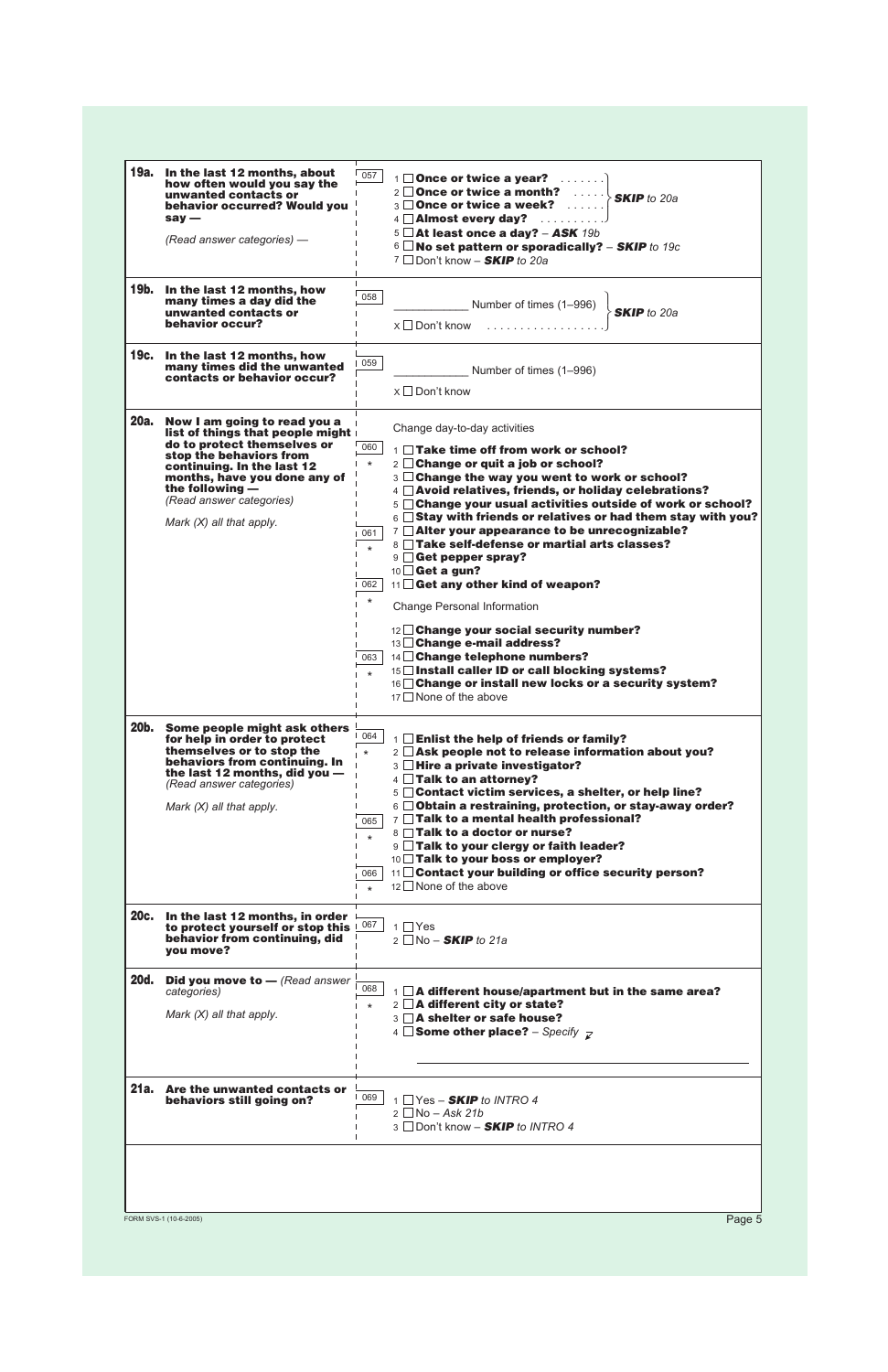**19a.** **In the last 12 months, about how often would you say the unwanted contacts or behavior occurred? Would you say —**

*(Read answer categories)* —

057

1 ☐ **Once or twice a year?** — *SKIP to 20a*
2 ☐ **Once or twice a month?** — *SKIP to 20a*
3 ☐ **Once or twice a week?** — *SKIP to 20a*
4 ☐ **Almost every day?** — *SKIP to 20a*
5 ☐ **At least once a day?** – ***ASK*** *19b*
6 ☐ **No set pattern or sporadically?** – ***SKIP*** *to 19c*
7 ☐ Don't know – ***SKIP*** *to 20a*

**19b.** **In the last 12 months, how many times a day did the unwanted contacts or behavior occur?**

058

\_\_\_\_\_\_\_\_\_\_\_\_ Number of times (1–996) — ***SKIP*** *to 20a*
X ☐ Don't know — ***SKIP*** *to 20a*

**19c.** **In the last 12 months, how many times did the unwanted contacts or behavior occur?**

059

\_\_\_\_\_\_\_\_\_\_\_\_ Number of times (1–996)
X ☐ Don't know

**20a.** **Now I am going to read you a list of things that people might do to protect themselves or stop the behaviors from continuing. In the last 12 months, have you done any of the following —**
*(Read answer categories)*

*Mark (X) all that apply.*

Change day-to-day activities

060 *

1 ☐ **Take time off from work or school?**
2 ☐ **Change or quit a job or school?**
3 ☐ **Change the way you went to work or school?**
4 ☐ **Avoid relatives, friends, or holiday celebrations?**
5 ☐ **Change your usual activities outside of work or school?**
6 ☐ **Stay with friends or relatives or had them stay with you?**

061 *

7 ☐ **Alter your appearance to be unrecognizable?**
8 ☐ **Take self-defense or martial arts classes?**
9 ☐ **Get pepper spray?**
10 ☐ **Get a gun?**

062 *

11 ☐ **Get any other kind of weapon?**

Change Personal Information

063 *

12 ☐ **Change your social security number?**
13 ☐ **Change e-mail address?**
14 ☐ **Change telephone numbers?**
15 ☐ **Install caller ID or call blocking systems?**
16 ☐ **Change or install new locks or a security system?**
17 ☐ None of the above

**20b.** **Some people might ask others for help in order to protect themselves or to stop the behaviors from continuing. In the last 12 months, did you —**
*(Read answer categories)*

*Mark (X) all that apply.*

064 *

1 ☐ **Enlist the help of friends or family?**
2 ☐ **Ask people not to release information about you?**
3 ☐ **Hire a private investigator?**
4 ☐ **Talk to an attorney?**
5 ☐ **Contact victim services, a shelter, or help line?**
6 ☐ **Obtain a restraining, protection, or stay-away order?**

065 *

7 ☐ **Talk to a mental health professional?**
8 ☐ **Talk to a doctor or nurse?**
9 ☐ **Talk to your clergy or faith leader?**
10 ☐ **Talk to your boss or employer?**

066 *

11 ☐ **Contact your building or office security person?**
12 ☐ None of the above

**20c.** **In the last 12 months, in order to protect yourself or stop this behavior from continuing, did you move?**

067

1 ☐ Yes
2 ☐ No – ***SKIP*** *to 21a*

**20d.** **Did you move to —** *(Read answer categories)*

*Mark (X) all that apply.*

068 *

1 ☐ **A different house/apartment but in the same area?**
2 ☐ **A different city or state?**
3 ☐ **A shelter or safe house?**
4 ☐ **Some other place?** – *Specify*

\_\_\_\_\_\_\_\_\_\_\_\_\_\_\_\_\_\_\_\_\_\_\_\_\_\_\_\_\_\_\_\_\_\_\_\_\_\_\_\_

**21a.** **Are the unwanted contacts or behaviors still going on?**

069

1 ☐ Yes – ***SKIP*** *to INTRO 4*
2 ☐ No – *Ask 21b*
3 ☐ Don't know – ***SKIP*** *to INTRO 4*

FORM SVS-1 (10-6-2005)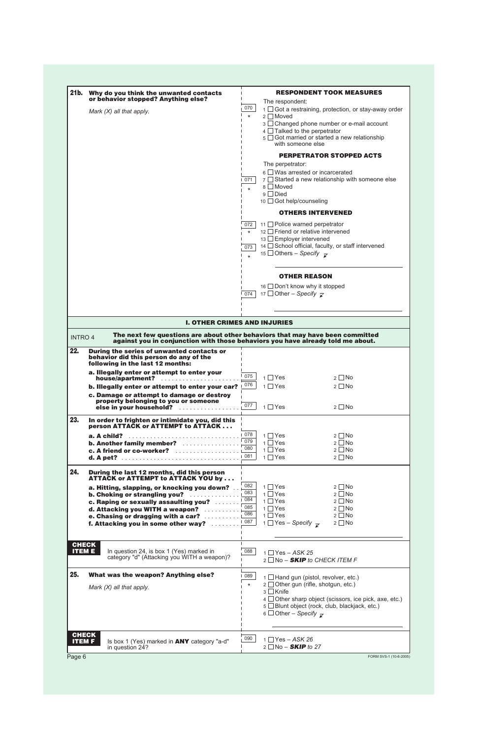**21b. Why do you think the unwanted contacts or behavior stopped? Anything else?**

*Mark (X) all that apply.*

**RESPONDENT TOOK MEASURES**

The respondent:

070 *

1 ☐ Got a restraining, protection, or stay-away order
2 ☐ Moved
3 ☐ Changed phone number or e-mail account
4 ☐ Talked to the perpetrator
5 ☐ Got married or started a new relationship with someone else

**PERPETRATOR STOPPED ACTS**

The perpetrator:

071 *

6 ☐ Was arrested or incarcerated
7 ☐ Started a new relationship with someone else
8 ☐ Moved
9 ☐ Died
10 ☐ Got help/counseling

**OTHERS INTERVENED**

072 *

11 ☐ Police warned perpetrator
12 ☐ Friend or relative intervened
13 ☐ Employer intervened

073 *

14 ☐ School official, faculty, or staff intervened
15 ☐ Others – *Specify*

**OTHER REASON**

074

16 ☐ Don't know why it stopped
17 ☐ Other – *Specify*

## I. OTHER CRIMES AND INJURIES

**INTRO 4** **The next few questions are about other behaviors that may have been committed against you in conjunction with those behaviors you have already told me about.**

**22. During the series of unwanted contacts or behavior did this person do any of the following in the last 12 months:**

| | | | |
|---|---|---|---|
| **a. Illegally enter or attempt to enter your house/apartment?** | 075 | 1 ☐ Yes | 2 ☐ No |
| **b. Illegally enter or attempt to enter your car?** | 076 | 1 ☐ Yes | 2 ☐ No |
| **c. Damage or attempt to damage or destroy property belonging to you or someone else in your household?** | 077 | 1 ☐ Yes | 2 ☐ No |

**23. In order to frighten or intimidate you, did this person ATTACK or ATTEMPT to ATTACK . . .**

| | | | |
|---|---|---|---|
| **a. A child?** | 078 | 1 ☐ Yes | 2 ☐ No |
| **b. Another family member?** | 079 | 1 ☐ Yes | 2 ☐ No |
| **c. A friend or co-worker?** | 080 | 1 ☐ Yes | 2 ☐ No |
| **d. A pet?** | 081 | 1 ☐ Yes | 2 ☐ No |

**24. During the last 12 months, did this person ATTACK or ATTEMPT to ATTACK YOU by . . .**

| | | | |
|---|---|---|---|
| **a. Hitting, slapping, or knocking you down?** | 082 | 1 ☐ Yes | 2 ☐ No |
| **b. Choking or strangling you?** | 083 | 1 ☐ Yes | 2 ☐ No |
| **c. Raping or sexually assaulting you?** | 084 | 1 ☐ Yes | 2 ☐ No |
| **d. Attacking you WITH a weapon?** | 085 | 1 ☐ Yes | 2 ☐ No |
| **e. Chasing or dragging with a car?** | 086 | 1 ☐ Yes | 2 ☐ No |
| **f. Attacking you in some other way?** | 087 | 1 ☐ Yes – *Specify* | 2 ☐ No |

**CHECK ITEM E** In question 24, is box 1 (Yes) marked in category "d" (Attacking you WITH a weapon)?

088
1 ☐ Yes – *ASK 25*
2 ☐ No – ***SKIP*** *to CHECK ITEM F*

**25. What was the weapon? Anything else?**

*Mark (X) all that apply.*

089 *

1 ☐ Hand gun (pistol, revolver, etc.)
2 ☐ Other gun (rifle, shotgun, etc.)
3 ☐ Knife
4 ☐ Other sharp object (scissors, ice pick, axe, etc.)
5 ☐ Blunt object (rock, club, blackjack, etc.)
6 ☐ Other – *Specify*

**CHECK ITEM F** Is box 1 (Yes) marked in **ANY** category "a-d" in question 24?

090
1 ☐ Yes – *ASK 26*
2 ☐ No – ***SKIP*** *to 27*

FORM SVS-1 (10-6-2005)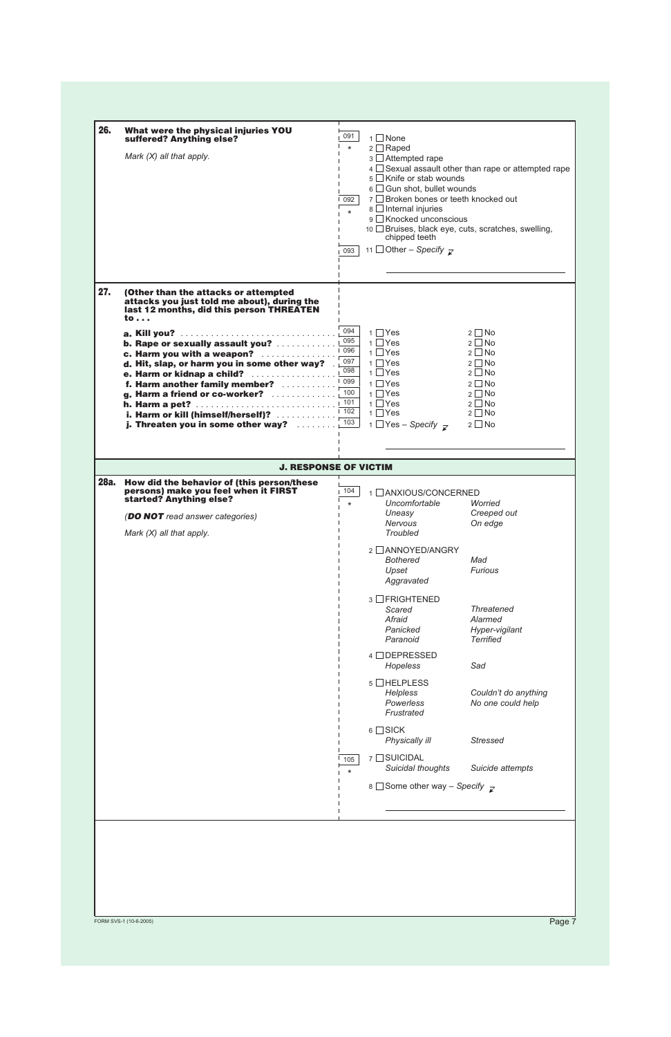**26. What were the physical injuries YOU suffered? Anything else?**

*Mark (X) all that apply.*

091 *
1 ☐ None
2 ☐ Raped
3 ☐ Attempted rape
4 ☐ Sexual assault other than rape or attempted rape
5 ☐ Knife or stab wounds
6 ☐ Gun shot, bullet wounds

092 *
7 ☐ Broken bones or teeth knocked out
8 ☐ Internal injuries
9 ☐ Knocked unconscious
10 ☐ Bruises, black eye, cuts, scratches, swelling, chipped teeth

093
11 ☐ Other – *Specify*

______________________________

**27. (Other than the attacks or attempted attacks you just told me about), during the last 12 months, did this person THREATEN to . . .**

| | | | |
|---|---|---|---|
| **a. Kill you?** | 094 | 1 ☐ Yes | 2 ☐ No |
| **b. Rape or sexually assault you?** | 095 | 1 ☐ Yes | 2 ☐ No |
| **c. Harm you with a weapon?** | 096 | 1 ☐ Yes | 2 ☐ No |
| **d. Hit, slap, or harm you in some other way?** | 097 | 1 ☐ Yes | 2 ☐ No |
| **e. Harm or kidnap a child?** | 098 | 1 ☐ Yes | 2 ☐ No |
| **f. Harm another family member?** | 099 | 1 ☐ Yes | 2 ☐ No |
| **g. Harm a friend or co-worker?** | 100 | 1 ☐ Yes | 2 ☐ No |
| **h. Harm a pet?** | 101 | 1 ☐ Yes | 2 ☐ No |
| **i. Harm or kill (himself/herself)?** | 102 | 1 ☐ Yes | 2 ☐ No |
| **j. Threaten you in some other way?** | 103 | 1 ☐ Yes – *Specify* | 2 ☐ No |

______________________________

## J. RESPONSE OF VICTIM

**28a. How did the behavior of (this person/these persons) make you feel when it FIRST started? Anything else?**

(***DO NOT*** *read answer categories*)

*Mark (X) all that apply.*

104 *

1 ☐ ANXIOUS/CONCERNED
*Uncomfortable, Worried, Uneasy, Creeped out, Nervous, On edge, Troubled*

2 ☐ ANNOYED/ANGRY
*Bothered, Mad, Upset, Furious, Aggravated*

3 ☐ FRIGHTENED
*Scared, Threatened, Afraid, Alarmed, Panicked, Hyper-vigilant, Paranoid, Terrified*

4 ☐ DEPRESSED
*Hopeless, Sad*

5 ☐ HELPLESS
*Helpless, Couldn't do anything, Powerless, No one could help, Frustrated*

6 ☐ SICK
*Physically ill, Stressed*

105 *

7 ☐ SUICIDAL
*Suicidal thoughts, Suicide attempts*

8 ☐ Some other way – *Specify*

______________________________

FORM SVS-1 (10-6-2005)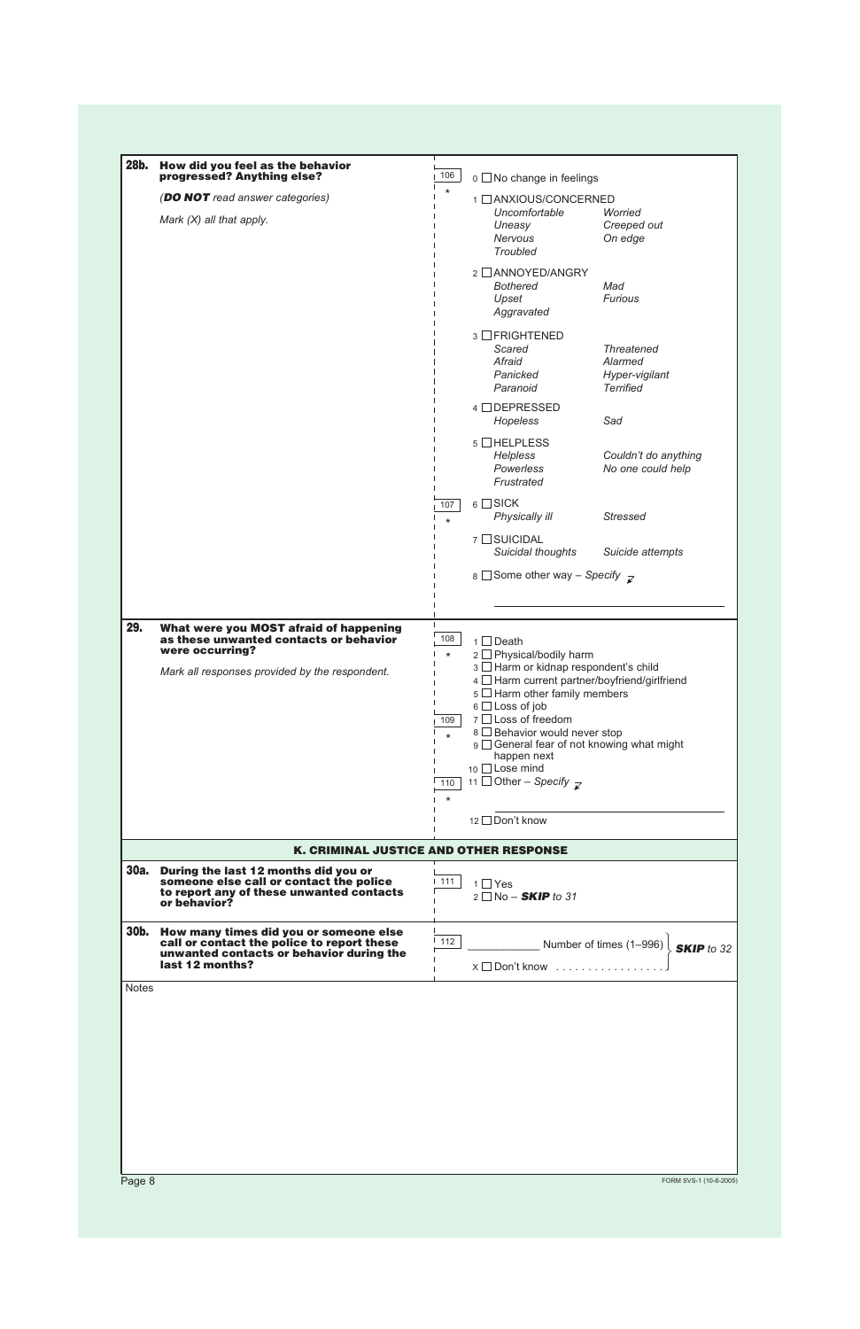**28b. How did you feel as the behavior progressed? Anything else?**

(***DO NOT*** *read answer categories*)

*Mark (X) all that apply.*

106 *

0 ☐ No change in feelings

1 ☐ ANXIOUS/CONCERNED

| | |
|---|---|
| *Uncomfortable* | *Worried* |
| *Uneasy* | *Creeped out* |
| *Nervous* | *On edge* |
| *Troubled* | |

2 ☐ ANNOYED/ANGRY

| | |
|---|---|
| *Bothered* | *Mad* |
| *Upset* | *Furious* |
| *Aggravated* | |

3 ☐ FRIGHTENED

| | |
|---|---|
| *Scared* | *Threatened* |
| *Afraid* | *Alarmed* |
| *Panicked* | *Hyper-vigilant* |
| *Paranoid* | *Terrified* |

4 ☐ DEPRESSED

| | |
|---|---|
| *Hopeless* | *Sad* |

5 ☐ HELPLESS

| | |
|---|---|
| *Helpless* | *Couldn't do anything* |
| *Powerless* | *No one could help* |
| *Frustrated* | |

107 *

6 ☐ SICK

| | |
|---|---|
| *Physically ill* | *Stressed* |

7 ☐ SUICIDAL

| | |
|---|---|
| *Suicidal thoughts* | *Suicide attempts* |

8 ☐ Some other way – *Specify*

______________________________

**29. What were you MOST afraid of happening as these unwanted contacts or behavior were occurring?**

*Mark all responses provided by the respondent.*

108 *

1 ☐ Death
2 ☐ Physical/bodily harm
3 ☐ Harm or kidnap respondent's child
4 ☐ Harm current partner/boyfriend/girlfriend
5 ☐ Harm other family members
6 ☐ Loss of job

109 *

7 ☐ Loss of freedom
8 ☐ Behavior would never stop
9 ☐ General fear of not knowing what might happen next
10 ☐ Lose mind

110 *

11 ☐ Other – *Specify*

______________________________

12 ☐ Don't know

## K. CRIMINAL JUSTICE AND OTHER RESPONSE

**30a. During the last 12 months did you or someone else call or contact the police to report any of these unwanted contacts or behavior?**

111

1 ☐ Yes
2 ☐ No – ***SKIP*** *to 31*

**30b. How many times did you or someone else call or contact the police to report these unwanted contacts or behavior during the last 12 months?**

112

____________ Number of times (1–996) } ***SKIP*** *to 32*
X ☐ Don't know . . . . . . . . . . . . . . . .

Notes

FORM SVS-1 (10-6-2005)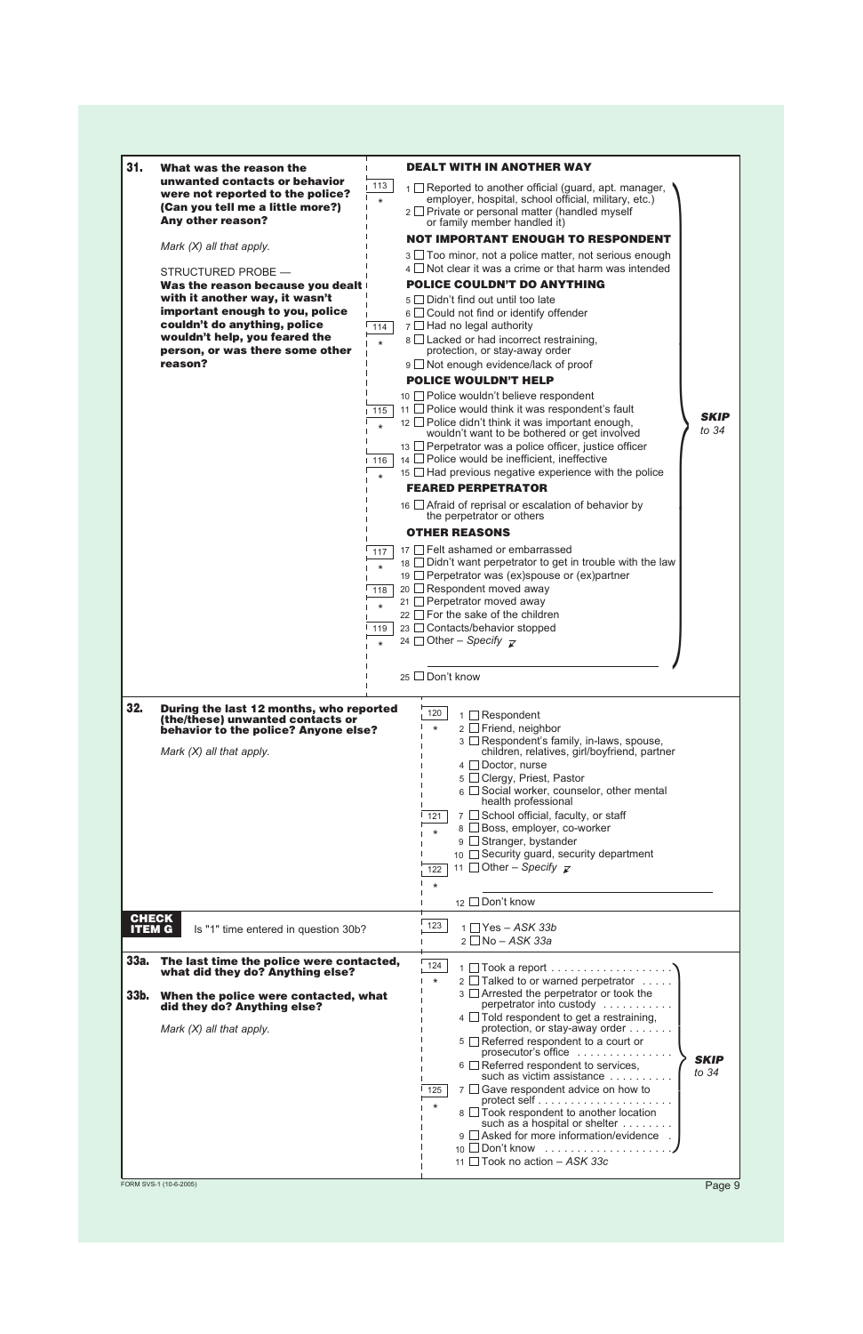**31. What was the reason the unwanted contacts or behavior were not reported to the police? (Can you tell me a little more?) Any other reason?**

*Mark (X) all that apply.*

STRUCTURED PROBE —
**Was the reason because you dealt with it another way, it wasn't important enough to you, police couldn't do anything, police wouldn't help, you feared the person, or was there some other reason?**

**DEALT WITH IN ANOTHER WAY**

113 *

1 ☐ Reported to another official (guard, apt. manager, employer, hospital, school official, military, etc.)
2 ☐ Private or personal matter (handled myself or family member handled it)

**NOT IMPORTANT ENOUGH TO RESPONDENT**

3 ☐ Too minor, not a police matter, not serious enough
4 ☐ Not clear it was a crime or that harm was intended

**POLICE COULDN'T DO ANYTHING**

114 *

5 ☐ Didn't find out until too late
6 ☐ Could not find or identify offender
7 ☐ Had no legal authority
8 ☐ Lacked or had incorrect restraining, protection, or stay-away order
9 ☐ Not enough evidence/lack of proof

**POLICE WOULDN'T HELP**

115 *

10 ☐ Police wouldn't believe respondent
11 ☐ Police would think it was respondent's fault
12 ☐ Police didn't think it was important enough, wouldn't want to be bothered or get involved

116 *

13 ☐ Perpetrator was a police officer, justice officer
14 ☐ Police would be inefficient, ineffective
15 ☐ Had previous negative experience with the police

**FEARED PERPETRATOR**

16 ☐ Afraid of reprisal or escalation of behavior by the perpetrator or others

**OTHER REASONS**

117 *

17 ☐ Felt ashamed or embarrassed
18 ☐ Didn't want perpetrator to get in trouble with the law
19 ☐ Perpetrator was (ex)spouse or (ex)partner

118 *

20 ☐ Respondent moved away
21 ☐ Perpetrator moved away
22 ☐ For the sake of the children

119 *

23 ☐ Contacts/behavior stopped
24 ☐ Other – *Specify*

______________________________

} **SKIP** *to 34*

25 ☐ Don't know

---

**32. During the last 12 months, who reported (the/these) unwanted contacts or behavior to the police? Anyone else?**

*Mark (X) all that apply.*

120 *

1 ☐ Respondent
2 ☐ Friend, neighbor
3 ☐ Respondent's family, in-laws, spouse, children, relatives, girl/boyfriend, partner
4 ☐ Doctor, nurse
5 ☐ Clergy, Priest, Pastor
6 ☐ Social worker, counselor, other mental health professional

121 *

7 ☐ School official, faculty, or staff
8 ☐ Boss, employer, co-worker
9 ☐ Stranger, bystander
10 ☐ Security guard, security department

122 *

11 ☐ Other – *Specify*

______________________________

12 ☐ Don't know

---

**CHECK ITEM G** Is "1" time entered in question 30b?

123

1 ☐ Yes – *ASK 33b*
2 ☐ No – *ASK 33a*

---

**33a. The last time the police were contacted, what did they do? Anything else?**

**33b. When the police were contacted, what did they do? Anything else?**

*Mark (X) all that apply.*

124 *

1 ☐ Took a report
2 ☐ Talked to or warned perpetrator
3 ☐ Arrested the perpetrator or took the perpetrator into custody
4 ☐ Told respondent to get a restraining, protection, or stay-away order
5 ☐ Referred respondent to a court or prosecutor's office
6 ☐ Referred respondent to services, such as victim assistance

125 *

7 ☐ Gave respondent advice on how to protect self
8 ☐ Took respondent to another location such as a hospital or shelter
9 ☐ Asked for more information/evidence
10 ☐ Don't know

} **SKIP** *to 34*

11 ☐ Took no action – *ASK 33c*

FORM SVS-1 (10-6-2005)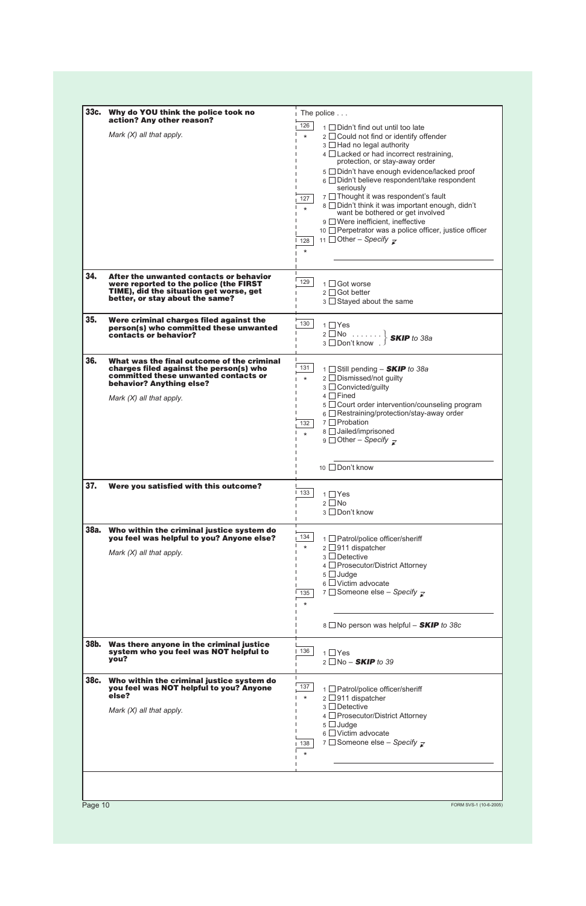**33c. Why do YOU think the police took no action? Any other reason?**

*Mark (X) all that apply.*

The police . . .

126 *

1 ☐ Didn't find out until too late
2 ☐ Could not find or identify offender
3 ☐ Had no legal authority
4 ☐ Lacked or had incorrect restraining, protection, or stay-away order
5 ☐ Didn't have enough evidence/lacked proof
6 ☐ Didn't believe respondent/take respondent seriously

127 *

7 ☐ Thought it was respondent's fault
8 ☐ Didn't think it was important enough, didn't want be bothered or get involved
9 ☐ Were inefficient, ineffective
10 ☐ Perpetrator was a police officer, justice officer

128 *

11 ☐ Other – *Specify*

---

**34. After the unwanted contacts or behavior were reported to the police (the FIRST TIME), did the situation get worse, get better, or stay about the same?**

129

1 ☐ Got worse
2 ☐ Got better
3 ☐ Stayed about the same

---

**35. Were criminal charges filed against the person(s) who committed these unwanted contacts or behavior?**

130

1 ☐ Yes
2 ☐ No } ***SKIP*** *to 38a*
3 ☐ Don't know }

---

**36. What was the final outcome of the criminal charges filed against the person(s) who committed these unwanted contacts or behavior? Anything else?**

*Mark (X) all that apply.*

131 *

1 ☐ Still pending – ***SKIP*** *to 38a*
2 ☐ Dismissed/not guilty
3 ☐ Convicted/guilty
4 ☐ Fined
5 ☐ Court order intervention/counseling program
6 ☐ Restraining/protection/stay-away order

132 *

7 ☐ Probation
8 ☐ Jailed/imprisoned
9 ☐ Other – *Specify*

10 ☐ Don't know

---

**37. Were you satisfied with this outcome?**

133

1 ☐ Yes
2 ☐ No
3 ☐ Don't know

---

**38a. Who within the criminal justice system do you feel was helpful to you? Anyone else?**

*Mark (X) all that apply.*

134 *

1 ☐ Patrol/police officer/sheriff
2 ☐ 911 dispatcher
3 ☐ Detective
4 ☐ Prosecutor/District Attorney
5 ☐ Judge
6 ☐ Victim advocate

135 *

7 ☐ Someone else – *Specify*

8 ☐ No person was helpful – ***SKIP*** *to 38c*

---

**38b. Was there anyone in the criminal justice system who you feel was NOT helpful to you?**

136

1 ☐ Yes
2 ☐ No – ***SKIP*** *to 39*

---

**38c. Who within the criminal justice system do you feel was NOT helpful to you? Anyone else?**

*Mark (X) all that apply.*

137 *

1 ☐ Patrol/police officer/sheriff
2 ☐ 911 dispatcher
3 ☐ Detective
4 ☐ Prosecutor/District Attorney
5 ☐ Judge
6 ☐ Victim advocate

138 *

7 ☐ Someone else – *Specify*

FORM SVS-1 (10-6-2005)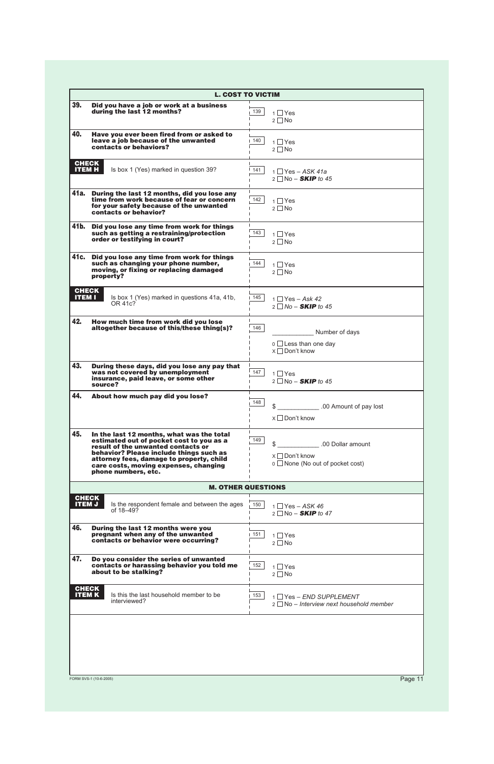## L. COST TO VICTIM

| | | | |
|---|---|---|---|
| **39.** | **Did you have a job or work at a business during the last 12 months?** | 139 | 1 ☐ Yes<br>2 ☐ No |
| **40.** | **Have you ever been fired from or asked to leave a job because of the unwanted contacts or behaviors?** | 140 | 1 ☐ Yes<br>2 ☐ No |
| **CHECK ITEM H** | Is box 1 (Yes) marked in question 39? | 141 | 1 ☐ Yes – *ASK 41a*<br>2 ☐ No – ***SKIP** to 45* |
| **41a.** | **During the last 12 months, did you lose any time from work because of fear or concern for your safety because of the unwanted contacts or behavior?** | 142 | 1 ☐ Yes<br>2 ☐ No |
| **41b.** | **Did you lose any time from work for things such as getting a restraining/protection order or testifying in court?** | 143 | 1 ☐ Yes<br>2 ☐ No |
| **41c.** | **Did you lose any time from work for things such as changing your phone number, moving, or fixing or replacing damaged property?** | 144 | 1 ☐ Yes<br>2 ☐ No |
| **CHECK ITEM I** | Is box 1 (Yes) marked in questions 41a, 41b, OR 41c? | 145 | 1 ☐ Yes – *Ask 42*<br>2 ☐ *No* – ***SKIP** to 45* |
| **42.** | **How much time from work did you lose altogether because of this/these thing(s)?** | 146 | ____________ Number of days<br>0 ☐ Less than one day<br>X ☐ Don't know |
| **43.** | **During these days, did you lose any pay that was not covered by unemployment insurance, paid leave, or some other source?** | 147 | 1 ☐ Yes<br>2 ☐ No – ***SKIP** to 45* |
| **44.** | **About how much pay did you lose?** | 148 | $ ____________ .00 Amount of pay lost<br>X ☐ Don't know |
| **45.** | **In the last 12 months, what was the total estimated out of pocket cost to you as a result of the unwanted contacts or behavior? Please include things such as attorney fees, damage to property, child care costs, moving expenses, changing phone numbers, etc.** | 149 | $ ____________ .00 Dollar amount<br>X ☐ Don't know<br>0 ☐ None (No out of pocket cost) |

## M. OTHER QUESTIONS

| | | | |
|---|---|---|---|
| **CHECK ITEM J** | Is the respondent female and between the ages of 18–49? | 150 | 1 ☐ Yes – *ASK 46*<br>2 ☐ No – ***SKIP** to 47* |
| **46.** | **During the last 12 months were you pregnant when any of the unwanted contacts or behavior were occurring?** | 151 | 1 ☐ Yes<br>2 ☐ No |
| **47.** | **Do you consider the series of unwanted contacts or harassing behavior you told me about to be stalking?** | 152 | 1 ☐ Yes<br>2 ☐ No |
| **CHECK ITEM K** | Is this the last household member to be interviewed? | 153 | 1 ☐ Yes – *END SUPPLEMENT*<br>2 ☐ No – *Interview next household member* |

FORM SVS-1 (10-6-2005)